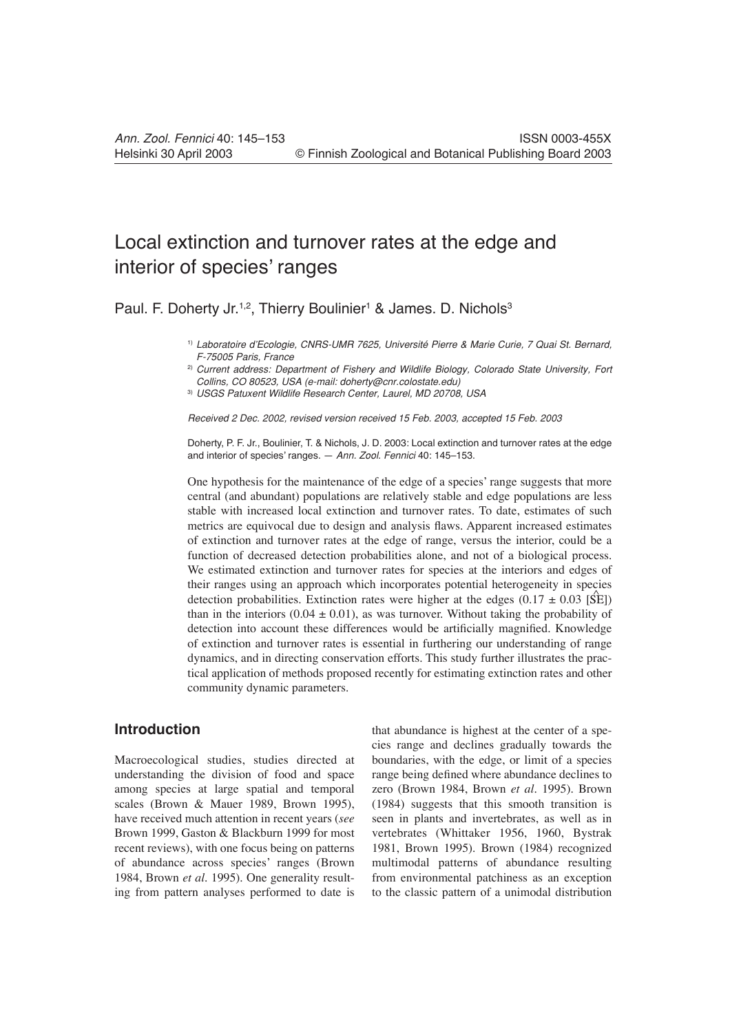# Local extinction and turnover rates at the edge and interior of species' ranges

Paul. F. Doherty Jr.[1,2], Thierry Boulinier[1] & James. D. Nichols[3]

[1] *Laboratoire d'Ecologie, CNRS-UMR 7625, Université Pierre & Marie Curie, 7 Quai St. Bernard, F-75005 Paris, France*

[2] *Current address: Department of Fishery and Wildlife Biology, Colorado State University, Fort Collins, CO 80523, USA (e-mail: doherty@cnr.colostate.edu)*

[3] *USGS Patuxent Wildlife Research Center, Laurel, MD 20708, USA*

*Received 2 Dec. 2002, revised version received 15 Feb. 2003, accepted 15 Feb. 2003*

Doherty, P. F. Jr., Boulinier, T. & Nichols, J. D. 2003: Local extinction and turnover rates at the edge and interior of species' ranges. — *Ann. Zool. Fennici* 40: 145–153.

One hypothesis for the maintenance of the edge of a species' range suggests that more central (and abundant) populations are relatively stable and edge populations are less stable with increased local extinction and turnover rates. To date, estimates of such metrics are equivocal due to design and analysis flaws. Apparent increased estimates of extinction and turnover rates at the edge of range, versus the interior, could be a function of decreased detection probabilities alone, and not of a biological process. We estimated extinction and turnover rates for species at the interiors and edges of their ranges using an approach which incorporates potential heterogeneity in species detection probabilities. Extinction rates were higher at the edges ($0.17 \pm 0.03$ [$\widehat{SE}$]) than in the interiors ($0.04 \pm 0.01$), as was turnover. Without taking the probability of detection into account these differences would be artificially magnified. Knowledge of extinction and turnover rates is essential in furthering our understanding of range dynamics, and in directing conservation efforts. This study further illustrates the practical application of methods proposed recently for estimating extinction rates and other community dynamic parameters.

## Introduction

Macroecological studies, studies directed at understanding the division of food and space among species at large spatial and temporal scales (Brown & Mauer 1989, Brown 1995), have received much attention in recent years (*see* Brown 1999, Gaston & Blackburn 1999 for most recent reviews), with one focus being on patterns of abundance across species' ranges (Brown 1984, Brown *et al.* 1995). One generality resulting from pattern analyses performed to date is that abundance is highest at the center of a species range and declines gradually towards the boundaries, with the edge, or limit of a species range being defined where abundance declines to zero (Brown 1984, Brown *et al*. 1995). Brown (1984) suggests that this smooth transition is seen in plants and invertebrates, as well as in vertebrates (Whittaker 1956, 1960, Bystrak 1981, Brown 1995). Brown (1984) recognized multimodal patterns of abundance resulting from environmental patchiness as an exception to the classic pattern of a unimodal distribution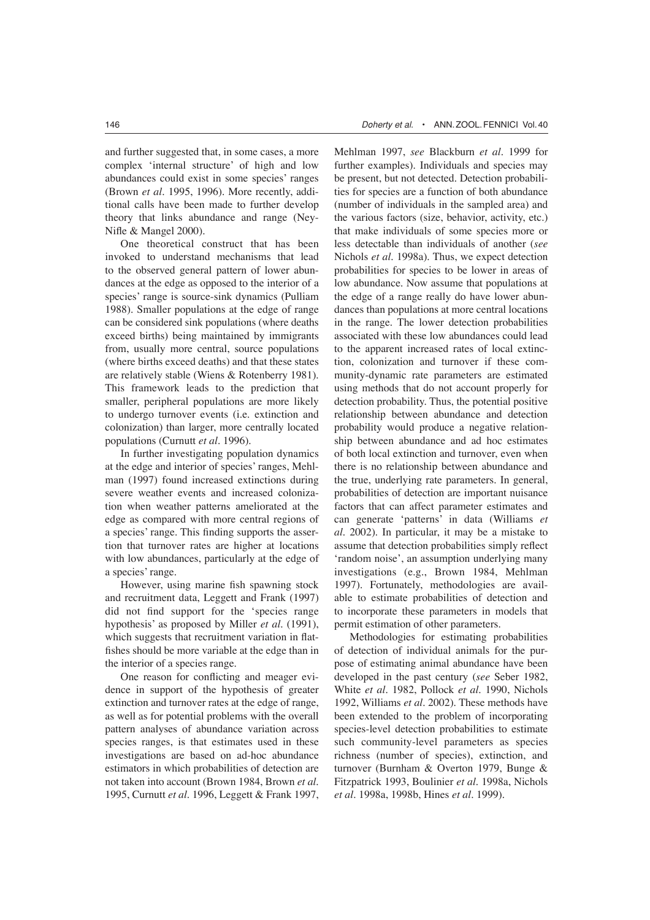and further suggested that, in some cases, a more complex 'internal structure' of high and low abundances could exist in some species' ranges (Brown *et al*. 1995, 1996). More recently, additional calls have been made to further develop theory that links abundance and range (Ney-Nifle & Mangel 2000).

One theoretical construct that has been invoked to understand mechanisms that lead to the observed general pattern of lower abundances at the edge as opposed to the interior of a species' range is source-sink dynamics (Pulliam 1988). Smaller populations at the edge of range can be considered sink populations (where deaths exceed births) being maintained by immigrants from, usually more central, source populations (where births exceed deaths) and that these states are relatively stable (Wiens & Rotenberry 1981). This framework leads to the prediction that smaller, peripheral populations are more likely to undergo turnover events (i.e. extinction and colonization) than larger, more centrally located populations (Curnutt *et al*. 1996).

In further investigating population dynamics at the edge and interior of species' ranges, Mehlman (1997) found increased extinctions during severe weather events and increased colonization when weather patterns ameliorated at the edge as compared with more central regions of a species' range. This finding supports the assertion that turnover rates are higher at locations with low abundances, particularly at the edge of a species' range.

However, using marine fish spawning stock and recruitment data, Leggett and Frank (1997) did not find support for the 'species range hypothesis' as proposed by Miller *et al*. (1991), which suggests that recruitment variation in flatfishes should be more variable at the edge than in the interior of a species range.

One reason for conflicting and meager evidence in support of the hypothesis of greater extinction and turnover rates at the edge of range, as well as for potential problems with the overall pattern analyses of abundance variation across species ranges, is that estimates used in these investigations are based on ad-hoc abundance estimators in which probabilities of detection are not taken into account (Brown 1984, Brown *et al*. 1995, Curnutt *et al*. 1996, Leggett & Frank 1997, Mehlman 1997, *see* Blackburn *et al*. 1999 for further examples). Individuals and species may be present, but not detected. Detection probabilities for species are a function of both abundance (number of individuals in the sampled area) and the various factors (size, behavior, activity, etc.) that make individuals of some species more or less detectable than individuals of another (*see* Nichols *et al*. 1998a). Thus, we expect detection probabilities for species to be lower in areas of low abundance. Now assume that populations at the edge of a range really do have lower abundances than populations at more central locations in the range. The lower detection probabilities associated with these low abundances could lead to the apparent increased rates of local extinction, colonization and turnover if these community-dynamic rate parameters are estimated using methods that do not account properly for detection probability. Thus, the potential positive relationship between abundance and detection probability would produce a negative relationship between abundance and ad hoc estimates of both local extinction and turnover, even when there is no relationship between abundance and the true, underlying rate parameters. In general, probabilities of detection are important nuisance factors that can affect parameter estimates and can generate 'patterns' in data (Williams *et al*. 2002). In particular, it may be a mistake to assume that detection probabilities simply reflect 'random noise', an assumption underlying many investigations (e.g., Brown 1984, Mehlman 1997). Fortunately, methodologies are available to estimate probabilities of detection and to incorporate these parameters in models that permit estimation of other parameters.

Methodologies for estimating probabilities of detection of individual animals for the purpose of estimating animal abundance have been developed in the past century (*see* Seber 1982, White *et al*. 1982, Pollock *et al*. 1990, Nichols 1992, Williams *et al*. 2002). These methods have been extended to the problem of incorporating species-level detection probabilities to estimate such community-level parameters as species richness (number of species), extinction, and turnover (Burnham & Overton 1979, Bunge & Fitzpatrick 1993, Boulinier *et al*. 1998a, Nichols *et al*. 1998a, 1998b, Hines *et al*. 1999).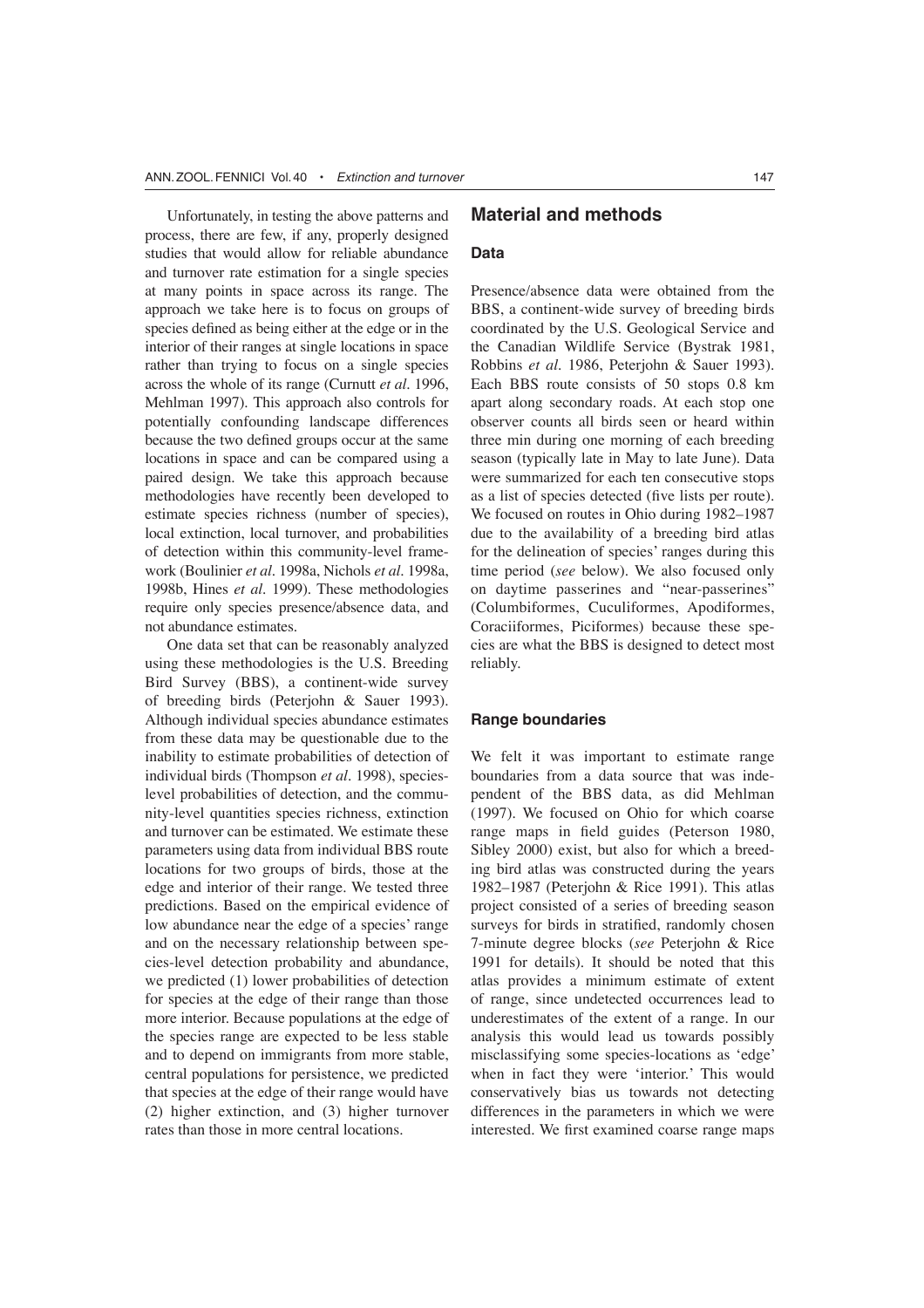Unfortunately, in testing the above patterns and process, there are few, if any, properly designed studies that would allow for reliable abundance and turnover rate estimation for a single species at many points in space across its range. The approach we take here is to focus on groups of species defined as being either at the edge or in the interior of their ranges at single locations in space rather than trying to focus on a single species across the whole of its range (Curnutt *et al*. 1996, Mehlman 1997). This approach also controls for potentially confounding landscape differences because the two defined groups occur at the same locations in space and can be compared using a paired design. We take this approach because methodologies have recently been developed to estimate species richness (number of species), local extinction, local turnover, and probabilities of detection within this community-level framework (Boulinier *et al*. 1998a, Nichols *et al*. 1998a, 1998b, Hines *et al*. 1999). These methodologies require only species presence/absence data, and not abundance estimates.

One data set that can be reasonably analyzed using these methodologies is the U.S. Breeding Bird Survey (BBS), a continent-wide survey of breeding birds (Peterjohn & Sauer 1993). Although individual species abundance estimates from these data may be questionable due to the inability to estimate probabilities of detection of individual birds (Thompson *et al*. 1998), species-level probabilities of detection, and the community-level quantities species richness, extinction and turnover can be estimated. We estimate these parameters using data from individual BBS route locations for two groups of birds, those at the edge and interior of their range. We tested three predictions. Based on the empirical evidence of low abundance near the edge of a species' range and on the necessary relationship between species-level detection probability and abundance, we predicted (1) lower probabilities of detection for species at the edge of their range than those more interior. Because populations at the edge of the species range are expected to be less stable and to depend on immigrants from more stable, central populations for persistence, we predicted that species at the edge of their range would have (2) higher extinction, and (3) higher turnover rates than those in more central locations.

## Material and methods

### Data

Presence/absence data were obtained from the BBS, a continent-wide survey of breeding birds coordinated by the U.S. Geological Service and the Canadian Wildlife Service (Bystrak 1981, Robbins *et al*. 1986, Peterjohn & Sauer 1993). Each BBS route consists of 50 stops 0.8 km apart along secondary roads. At each stop one observer counts all birds seen or heard within three min during one morning of each breeding season (typically late in May to late June). Data were summarized for each ten consecutive stops as a list of species detected (five lists per route). We focused on routes in Ohio during 1982–1987 due to the availability of a breeding bird atlas for the delineation of species' ranges during this time period (*see* below). We also focused only on daytime passerines and "near-passerines" (Columbiformes, Cuculiformes, Apodiformes, Coraciiformes, Piciformes) because these species are what the BBS is designed to detect most reliably.

### Range boundaries

We felt it was important to estimate range boundaries from a data source that was independent of the BBS data, as did Mehlman (1997). We focused on Ohio for which coarse range maps in field guides (Peterson 1980, Sibley 2000) exist, but also for which a breeding bird atlas was constructed during the years 1982–1987 (Peterjohn & Rice 1991). This atlas project consisted of a series of breeding season surveys for birds in stratified, randomly chosen 7-minute degree blocks (*see* Peterjohn & Rice 1991 for details). It should be noted that this atlas provides a minimum estimate of extent of range, since undetected occurrences lead to underestimates of the extent of a range. In our analysis this would lead us towards possibly misclassifying some species-locations as 'edge' when in fact they were 'interior.' This would conservatively bias us towards not detecting differences in the parameters in which we were interested. We first examined coarse range maps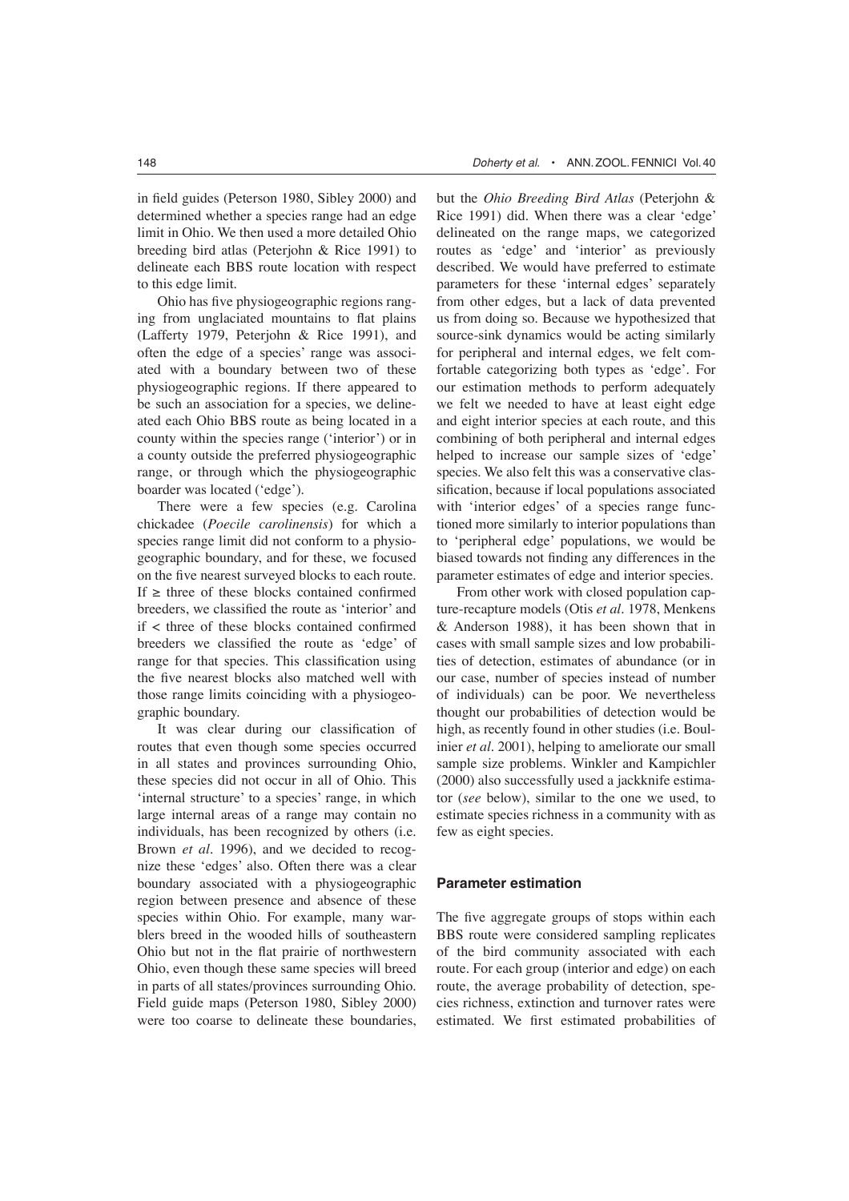in field guides (Peterson 1980, Sibley 2000) and determined whether a species range had an edge limit in Ohio. We then used a more detailed Ohio breeding bird atlas (Peterjohn & Rice 1991) to delineate each BBS route location with respect to this edge limit.

Ohio has five physiogeographic regions ranging from unglaciated mountains to flat plains (Lafferty 1979, Peterjohn & Rice 1991), and often the edge of a species' range was associated with a boundary between two of these physiogeographic regions. If there appeared to be such an association for a species, we delineated each Ohio BBS route as being located in a county within the species range ('interior') or in a county outside the preferred physiogeographic range, or through which the physiogeographic boarder was located ('edge').

There were a few species (e.g. Carolina chickadee (*Poecile carolinensis*) for which a species range limit did not conform to a physiogeographic boundary, and for these, we focused on the five nearest surveyed blocks to each route. If ≥ three of these blocks contained confirmed breeders, we classified the route as 'interior' and if < three of these blocks contained confirmed breeders we classified the route as 'edge' of range for that species. This classification using the five nearest blocks also matched well with those range limits coinciding with a physiogeographic boundary.

It was clear during our classification of routes that even though some species occurred in all states and provinces surrounding Ohio, these species did not occur in all of Ohio. This 'internal structure' to a species' range, in which large internal areas of a range may contain no individuals, has been recognized by others (i.e. Brown *et al*. 1996), and we decided to recognize these 'edges' also. Often there was a clear boundary associated with a physiogeographic region between presence and absence of these species within Ohio. For example, many warblers breed in the wooded hills of southeastern Ohio but not in the flat prairie of northwestern Ohio, even though these same species will breed in parts of all states/provinces surrounding Ohio. Field guide maps (Peterson 1980, Sibley 2000) were too coarse to delineate these boundaries, but the *Ohio Breeding Bird Atlas* (Peterjohn & Rice 1991) did. When there was a clear 'edge' delineated on the range maps, we categorized routes as 'edge' and 'interior' as previously described. We would have preferred to estimate parameters for these 'internal edges' separately from other edges, but a lack of data prevented us from doing so. Because we hypothesized that source-sink dynamics would be acting similarly for peripheral and internal edges, we felt comfortable categorizing both types as 'edge'. For our estimation methods to perform adequately we felt we needed to have at least eight edge and eight interior species at each route, and this combining of both peripheral and internal edges helped to increase our sample sizes of 'edge' species. We also felt this was a conservative classification, because if local populations associated with 'interior edges' of a species range functioned more similarly to interior populations than to 'peripheral edge' populations, we would be biased towards not finding any differences in the parameter estimates of edge and interior species.

From other work with closed population capture-recapture models (Otis *et al*. 1978, Menkens & Anderson 1988), it has been shown that in cases with small sample sizes and low probabilities of detection, estimates of abundance (or in our case, number of species instead of number of individuals) can be poor. We nevertheless thought our probabilities of detection would be high, as recently found in other studies (i.e. Boulinier *et al*. 2001), helping to ameliorate our small sample size problems. Winkler and Kampichler (2000) also successfully used a jackknife estimator (*see* below), similar to the one we used, to estimate species richness in a community with as few as eight species.

### Parameter estimation

The five aggregate groups of stops within each BBS route were considered sampling replicates of the bird community associated with each route. For each group (interior and edge) on each route, the average probability of detection, species richness, extinction and turnover rates were estimated. We first estimated probabilities of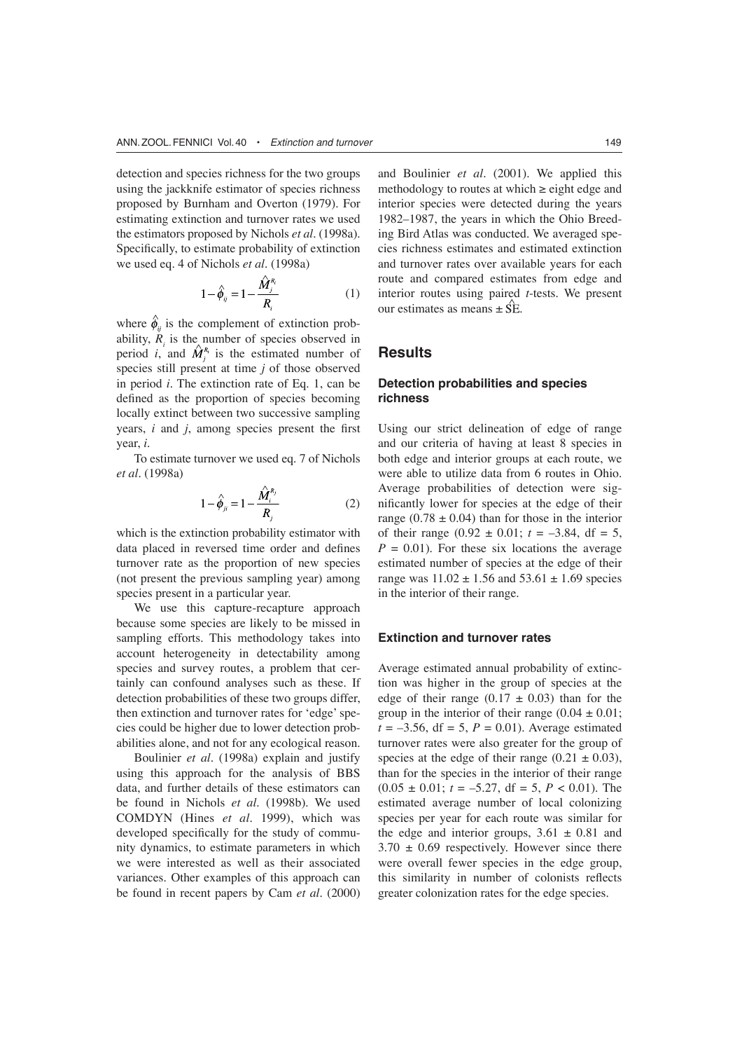detection and species richness for the two groups using the jackknife estimator of species richness proposed by Burnham and Overton (1979). For estimating extinction and turnover rates we used the estimators proposed by Nichols *et al*. (1998a). Specifically, to estimate probability of extinction we used eq. 4 of Nichols *et al*. (1998a)

$$1-\hat{\phi}_{ij} = 1-\frac{\hat{M}_j^{R_i}}{R_i} \quad (1)$$

where $\hat{\phi}_{ij}$ is the complement of extinction probability, $R_i$ is the number of species observed in period $i$, and $\hat{M}_j^{R_i}$ is the estimated number of species still present at time $j$ of those observed in period $i$. The extinction rate of Eq. 1, can be defined as the proportion of species becoming locally extinct between two successive sampling years, $i$ and $j$, among species present the first year, $i$.

To estimate turnover we used eq. 7 of Nichols *et al*. (1998a)

$$1-\hat{\phi}_{ji} = 1-\frac{\hat{M}_i^{R_j}}{R_j} \quad (2)$$

which is the extinction probability estimator with data placed in reversed time order and defines turnover rate as the proportion of new species (not present the previous sampling year) among species present in a particular year.

We use this capture-recapture approach because some species are likely to be missed in sampling efforts. This methodology takes into account heterogeneity in detectability among species and survey routes, a problem that certainly can confound analyses such as these. If detection probabilities of these two groups differ, then extinction and turnover rates for 'edge' species could be higher due to lower detection probabilities alone, and not for any ecological reason.

Boulinier *et al*. (1998a) explain and justify using this approach for the analysis of BBS data, and further details of these estimators can be found in Nichols *et al*. (1998b). We used COMDYN (Hines *et al*. 1999), which was developed specifically for the study of community dynamics, to estimate parameters in which we were interested as well as their associated variances. Other examples of this approach can be found in recent papers by Cam *et al*. (2000) and Boulinier *et al*. (2001). We applied this methodology to routes at which ≥ eight edge and interior species were detected during the years 1982–1987, the years in which the Ohio Breeding Bird Atlas was conducted. We averaged species richness estimates and estimated extinction and turnover rates over available years for each route and compared estimates from edge and interior routes using paired *t*-tests. We present our estimates as means ± $\hat{\text{SE}}$.

## Results

### Detection probabilities and species richness

Using our strict delineation of edge of range and our criteria of having at least 8 species in both edge and interior groups at each route, we were able to utilize data from 6 routes in Ohio. Average probabilities of detection were significantly lower for species at the edge of their range (0.78 ± 0.04) than for those in the interior of their range (0.92 ± 0.01; $t = -3.84$, df = 5, $P = 0.01$). For these six locations the average estimated number of species at the edge of their range was 11.02 ± 1.56 and 53.61 ± 1.69 species in the interior of their range.

### Extinction and turnover rates

Average estimated annual probability of extinction was higher in the group of species at the edge of their range (0.17 ± 0.03) than for the group in the interior of their range (0.04 ± 0.01; $t = -3.56$, df = 5, $P = 0.01$). Average estimated turnover rates were also greater for the group of species at the edge of their range (0.21 ± 0.03), than for the species in the interior of their range (0.05 ± 0.01; $t = -5.27$, df = 5, $P < 0.01$). The estimated average number of local colonizing species per year for each route was similar for the edge and interior groups, 3.61 ± 0.81 and 3.70 ± 0.69 respectively. However since there were overall fewer species in the edge group, this similarity in number of colonists reflects greater colonization rates for the edge species.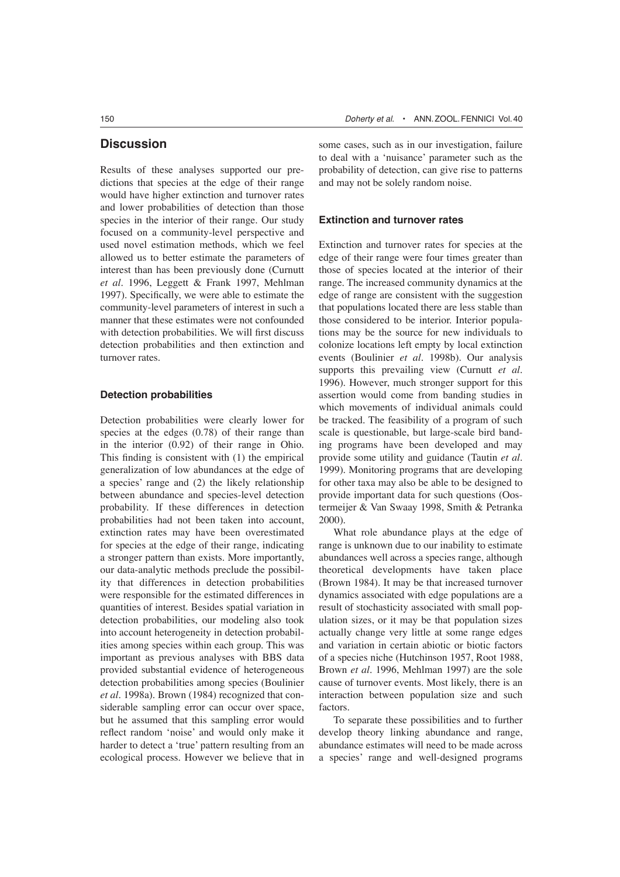## Discussion

Results of these analyses supported our predictions that species at the edge of their range would have higher extinction and turnover rates and lower probabilities of detection than those species in the interior of their range. Our study focused on a community-level perspective and used novel estimation methods, which we feel allowed us to better estimate the parameters of interest than has been previously done (Curnutt *et al.* 1996, Leggett & Frank 1997, Mehlman 1997). Specifically, we were able to estimate the community-level parameters of interest in such a manner that these estimates were not confounded with detection probabilities. We will first discuss detection probabilities and then extinction and turnover rates.

### Detection probabilities

Detection probabilities were clearly lower for species at the edges (0.78) of their range than in the interior (0.92) of their range in Ohio. This finding is consistent with (1) the empirical generalization of low abundances at the edge of a species' range and (2) the likely relationship between abundance and species-level detection probability. If these differences in detection probabilities had not been taken into account, extinction rates may have been overestimated for species at the edge of their range, indicating a stronger pattern than exists. More importantly, our data-analytic methods preclude the possibility that differences in detection probabilities were responsible for the estimated differences in quantities of interest. Besides spatial variation in detection probabilities, our modeling also took into account heterogeneity in detection probabilities among species within each group. This was important as previous analyses with BBS data provided substantial evidence of heterogeneous detection probabilities among species (Boulinier *et al.* 1998a). Brown (1984) recognized that considerable sampling error can occur over space, but he assumed that this sampling error would reflect random 'noise' and would only make it harder to detect a 'true' pattern resulting from an ecological process. However we believe that in some cases, such as in our investigation, failure to deal with a 'nuisance' parameter such as the probability of detection, can give rise to patterns and may not be solely random noise.

### Extinction and turnover rates

Extinction and turnover rates for species at the edge of their range were four times greater than those of species located at the interior of their range. The increased community dynamics at the edge of range are consistent with the suggestion that populations located there are less stable than those considered to be interior. Interior populations may be the source for new individuals to colonize locations left empty by local extinction events (Boulinier *et al.* 1998b). Our analysis supports this prevailing view (Curnutt *et al.* 1996). However, much stronger support for this assertion would come from banding studies in which movements of individual animals could be tracked. The feasibility of a program of such scale is questionable, but large-scale bird banding programs have been developed and may provide some utility and guidance (Tautin *et al.* 1999). Monitoring programs that are developing for other taxa may also be able to be designed to provide important data for such questions (Oostermeijer & Van Swaay 1998, Smith & Petranka 2000).

What role abundance plays at the edge of range is unknown due to our inability to estimate abundances well across a species range, although theoretical developments have taken place (Brown 1984). It may be that increased turnover dynamics associated with edge populations are a result of stochasticity associated with small population sizes, or it may be that population sizes actually change very little at some range edges and variation in certain abiotic or biotic factors of a species niche (Hutchinson 1957, Root 1988, Brown *et al.* 1996, Mehlman 1997) are the sole cause of turnover events. Most likely, there is an interaction between population size and such factors.

To separate these possibilities and to further develop theory linking abundance and range, abundance estimates will need to be made across a species' range and well-designed programs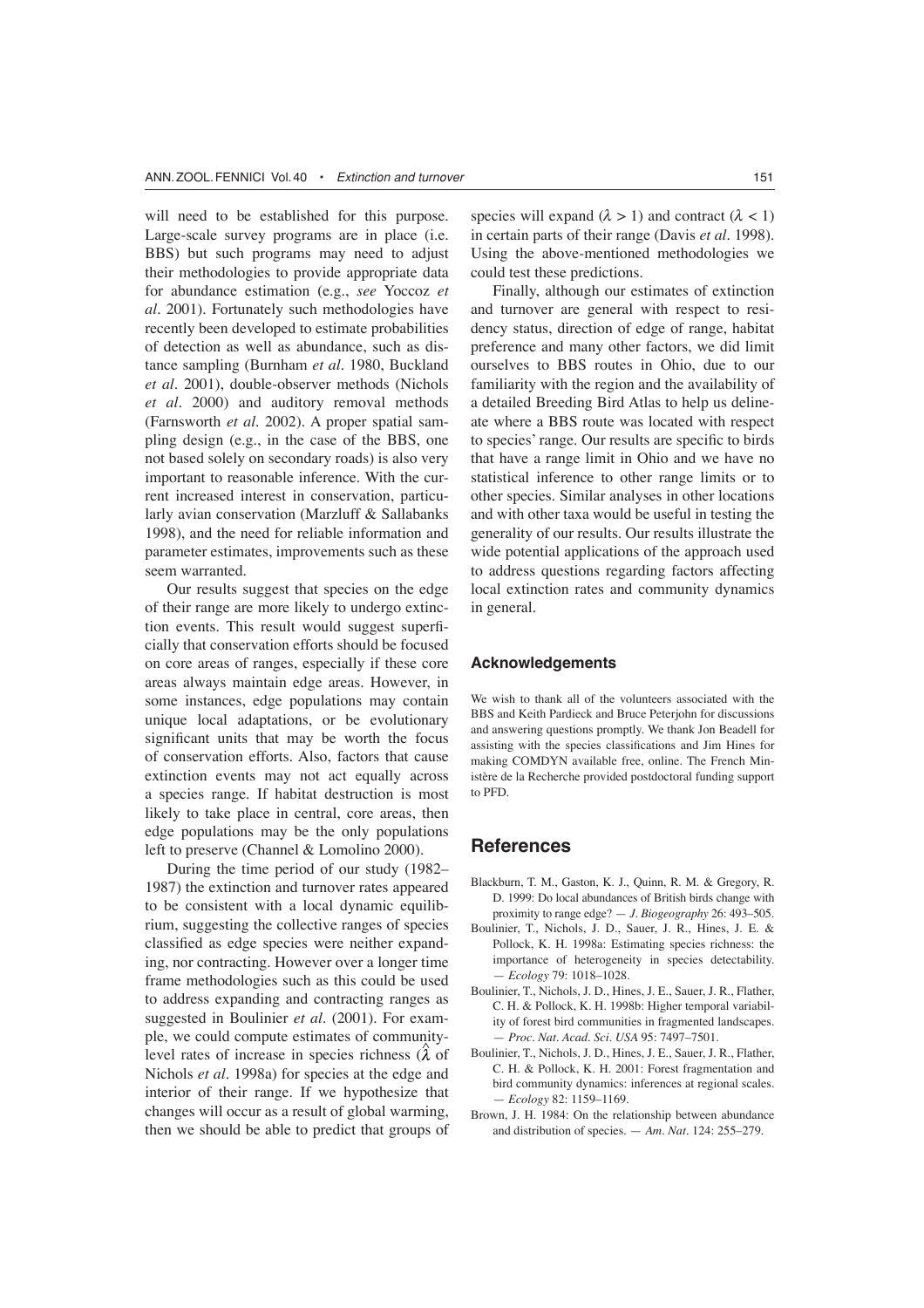will need to be established for this purpose. Large-scale survey programs are in place (i.e. BBS) but such programs may need to adjust their methodologies to provide appropriate data for abundance estimation (e.g., *see* Yoccoz *et al*. 2001). Fortunately such methodologies have recently been developed to estimate probabilities of detection as well as abundance, such as distance sampling (Burnham *et al*. 1980, Buckland *et al*. 2001), double-observer methods (Nichols *et al*. 2000) and auditory removal methods (Farnsworth *et al*. 2002). A proper spatial sampling design (e.g., in the case of the BBS, one not based solely on secondary roads) is also very important to reasonable inference. With the current increased interest in conservation, particularly avian conservation (Marzluff & Sallabanks 1998), and the need for reliable information and parameter estimates, improvements such as these seem warranted.

Our results suggest that species on the edge of their range are more likely to undergo extinction events. This result would suggest superficially that conservation efforts should be focused on core areas of ranges, especially if these core areas always maintain edge areas. However, in some instances, edge populations may contain unique local adaptations, or be evolutionary significant units that may be worth the focus of conservation efforts. Also, factors that cause extinction events may not act equally across a species range. If habitat destruction is most likely to take place in central, core areas, then edge populations may be the only populations left to preserve (Channel & Lomolino 2000).

During the time period of our study (1982–1987) the extinction and turnover rates appeared to be consistent with a local dynamic equilibrium, suggesting the collective ranges of species classified as edge species were neither expanding, nor contracting. However over a longer time frame methodologies such as this could be used to address expanding and contracting ranges as suggested in Boulinier *et al*. (2001). For example, we could compute estimates of community-level rates of increase in species richness ($\hat{\lambda}$ of Nichols *et al*. 1998a) for species at the edge and interior of their range. If we hypothesize that changes will occur as a result of global warming, then we should be able to predict that groups of species will expand ($\lambda > 1$) and contract ($\lambda < 1$) in certain parts of their range (Davis *et al*. 1998). Using the above-mentioned methodologies we could test these predictions.

Finally, although our estimates of extinction and turnover are general with respect to residency status, direction of edge of range, habitat preference and many other factors, we did limit ourselves to BBS routes in Ohio, due to our familiarity with the region and the availability of a detailed Breeding Bird Atlas to help us delineate where a BBS route was located with respect to species' range. Our results are specific to birds that have a range limit in Ohio and we have no statistical inference to other range limits or to other species. Similar analyses in other locations and with other taxa would be useful in testing the generality of our results. Our results illustrate the wide potential applications of the approach used to address questions regarding factors affecting local extinction rates and community dynamics in general.

### Acknowledgements

We wish to thank all of the volunteers associated with the BBS and Keith Pardieck and Bruce Peterjohn for discussions and answering questions promptly. We thank Jon Beadell for assisting with the species classifications and Jim Hines for making COMDYN available free, online. The French Ministère de la Recherche provided postdoctoral funding support to PFD.

## References

Blackburn, T. M., Gaston, K. J., Quinn, R. M. & Gregory, R. D. 1999: Do local abundances of British birds change with proximity to range edge? — *J. Biogeography* 26: 493–505.

Boulinier, T., Nichols, J. D., Sauer, J. R., Hines, J. E. & Pollock, K. H. 1998a: Estimating species richness: the importance of heterogeneity in species detectability. — *Ecology* 79: 1018–1028.

Boulinier, T., Nichols, J. D., Hines, J. E., Sauer, J. R., Flather, C. H. & Pollock, K. H. 1998b: Higher temporal variability of forest bird communities in fragmented landscapes. — *Proc. Nat. Acad. Sci. USA* 95: 7497–7501.

Boulinier, T., Nichols, J. D., Hines, J. E., Sauer, J. R., Flather, C. H. & Pollock, K. H. 2001: Forest fragmentation and bird community dynamics: inferences at regional scales. — *Ecology* 82: 1159–1169.

Brown, J. H. 1984: On the relationship between abundance and distribution of species. — *Am. Nat.* 124: 255–279.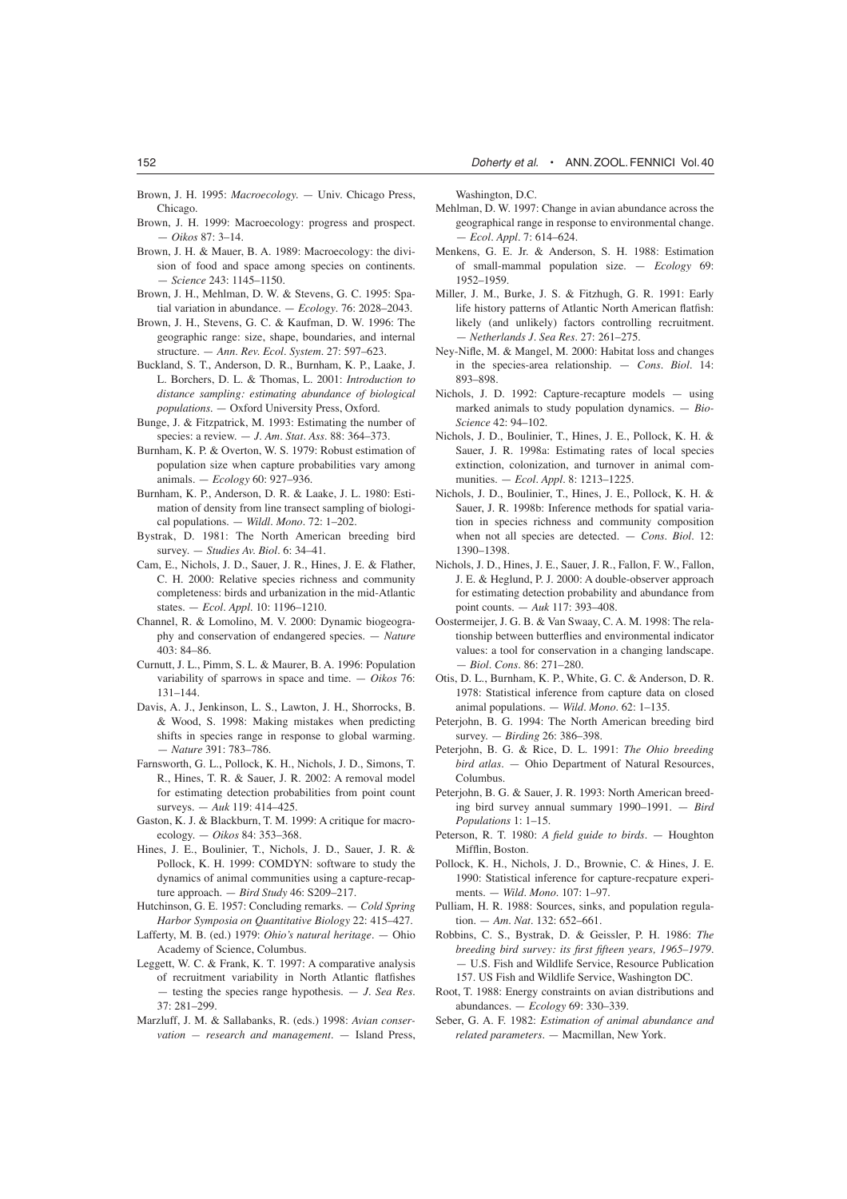Brown, J. H. 1995: *Macroecology*. — Univ. Chicago Press, Chicago.

Brown, J. H. 1999: Macroecology: progress and prospect. — *Oikos* 87: 3–14.

Brown, J. H. & Mauer, B. A. 1989: Macroecology: the division of food and space among species on continents. — *Science* 243: 1145–1150.

Brown, J. H., Mehlman, D. W. & Stevens, G. C. 1995: Spatial variation in abundance. — *Ecology*. 76: 2028–2043.

Brown, J. H., Stevens, G. C. & Kaufman, D. W. 1996: The geographic range: size, shape, boundaries, and internal structure. — *Ann. Rev. Ecol. System*. 27: 597–623.

Buckland, S. T., Anderson, D. R., Burnham, K. P., Laake, J. L. Borchers, D. L. & Thomas, L. 2001: *Introduction to distance sampling: estimating abundance of biological populations*. — Oxford University Press, Oxford.

Bunge, J. & Fitzpatrick, M. 1993: Estimating the number of species: a review. — *J. Am. Stat. Ass.* 88: 364–373.

Burnham, K. P. & Overton, W. S. 1979: Robust estimation of population size when capture probabilities vary among animals. — *Ecology* 60: 927–936.

Burnham, K. P., Anderson, D. R. & Laake, J. L. 1980: Estimation of density from line transect sampling of biological populations. — *Wildl. Mono*. 72: 1–202.

Bystrak, D. 1981: The North American breeding bird survey. — *Studies Av. Biol*. 6: 34–41.

Cam, E., Nichols, J. D., Sauer, J. R., Hines, J. E. & Flather, C. H. 2000: Relative species richness and community completeness: birds and urbanization in the mid-Atlantic states. — *Ecol. Appl*. 10: 1196–1210.

Channel, R. & Lomolino, M. V. 2000: Dynamic biogeography and conservation of endangered species. — *Nature* 403: 84–86.

Curnutt, J. L., Pimm, S. L. & Maurer, B. A. 1996: Population variability of sparrows in space and time. — *Oikos* 76: 131–144.

Davis, A. J., Jenkinson, L. S., Lawton, J. H., Shorrocks, B. & Wood, S. 1998: Making mistakes when predicting shifts in species range in response to global warming. — *Nature* 391: 783–786.

Farnsworth, G. L., Pollock, K. H., Nichols, J. D., Simons, T. R., Hines, T. R. & Sauer, J. R. 2002: A removal model for estimating detection probabilities from point count surveys. — *Auk* 119: 414–425.

Gaston, K. J. & Blackburn, T. M. 1999: A critique for macroecology. — *Oikos* 84: 353–368.

Hines, J. E., Boulinier, T., Nichols, J. D., Sauer, J. R. & Pollock, K. H. 1999: COMDYN: software to study the dynamics of animal communities using a capture-recapture approach. — *Bird Study* 46: S209–217.

Hutchinson, G. E. 1957: Concluding remarks. — *Cold Spring Harbor Symposia on Quantitative Biology* 22: 415–427.

Lafferty, M. B. (ed.) 1979: *Ohio's natural heritage*. — Ohio Academy of Science, Columbus.

Leggett, W. C. & Frank, K. T. 1997: A comparative analysis of recruitment variability in North Atlantic flatfishes — testing the species range hypothesis. — *J. Sea Res*. 37: 281–299.

Marzluff, J. M. & Sallabanks, R. (eds.) 1998: *Avian conservation — research and management*. — Island Press, Washington, D.C.

Mehlman, D. W. 1997: Change in avian abundance across the geographical range in response to environmental change. — *Ecol. Appl*. 7: 614–624.

Menkens, G. E. Jr. & Anderson, S. H. 1988: Estimation of small-mammal population size. — *Ecology* 69: 1952–1959.

Miller, J. M., Burke, J. S. & Fitzhugh, G. R. 1991: Early life history patterns of Atlantic North American flatfish: likely (and unlikely) factors controlling recruitment. — *Netherlands J. Sea Res*. 27: 261–275.

Ney-Nifle, M. & Mangel, M. 2000: Habitat loss and changes in the species-area relationship. — *Cons. Biol*. 14: 893–898.

Nichols, J. D. 1992: Capture-recapture models — using marked animals to study population dynamics. — *BioScience* 42: 94–102.

Nichols, J. D., Boulinier, T., Hines, J. E., Pollock, K. H. & Sauer, J. R. 1998a: Estimating rates of local species extinction, colonization, and turnover in animal communities. — *Ecol. Appl*. 8: 1213–1225.

Nichols, J. D., Boulinier, T., Hines, J. E., Pollock, K. H. & Sauer, J. R. 1998b: Inference methods for spatial variation in species richness and community composition when not all species are detected. — *Cons. Biol*. 12: 1390–1398.

Nichols, J. D., Hines, J. E., Sauer, J. R., Fallon, F. W., Fallon, J. E. & Heglund, P. J. 2000: A double-observer approach for estimating detection probability and abundance from point counts. — *Auk* 117: 393–408.

Oostermeijer, J. G. B. & Van Swaay, C. A. M. 1998: The relationship between butterflies and environmental indicator values: a tool for conservation in a changing landscape. — *Biol. Cons*. 86: 271–280.

Otis, D. L., Burnham, K. P., White, G. C. & Anderson, D. R. 1978: Statistical inference from capture data on closed animal populations. — *Wild. Mono*. 62: 1–135.

Peterjohn, B. G. 1994: The North American breeding bird survey. — *Birding* 26: 386–398.

Peterjohn, B. G. & Rice, D. L. 1991: *The Ohio breeding bird atlas*. — Ohio Department of Natural Resources, Columbus.

Peterjohn, B. G. & Sauer, J. R. 1993: North American breeding bird survey annual summary 1990–1991. — *Bird Populations* 1: 1–15.

Peterson, R. T. 1980: *A field guide to birds*. — Houghton Mifflin, Boston.

Pollock, K. H., Nichols, J. D., Brownie, C. & Hines, J. E. 1990: Statistical inference for capture-recpature experiments. — *Wild. Mono*. 107: 1–97.

Pulliam, H. R. 1988: Sources, sinks, and population regulation. — *Am. Nat*. 132: 652–661.

Robbins, C. S., Bystrak, D. & Geissler, P. H. 1986: *The breeding bird survey: its first fifteen years, 1965–1979*. — U.S. Fish and Wildlife Service, Resource Publication 157. US Fish and Wildlife Service, Washington DC.

Root, T. 1988: Energy constraints on avian distributions and abundances. — *Ecology* 69: 330–339.

Seber, G. A. F. 1982: *Estimation of animal abundance and related parameters*. — Macmillan, New York.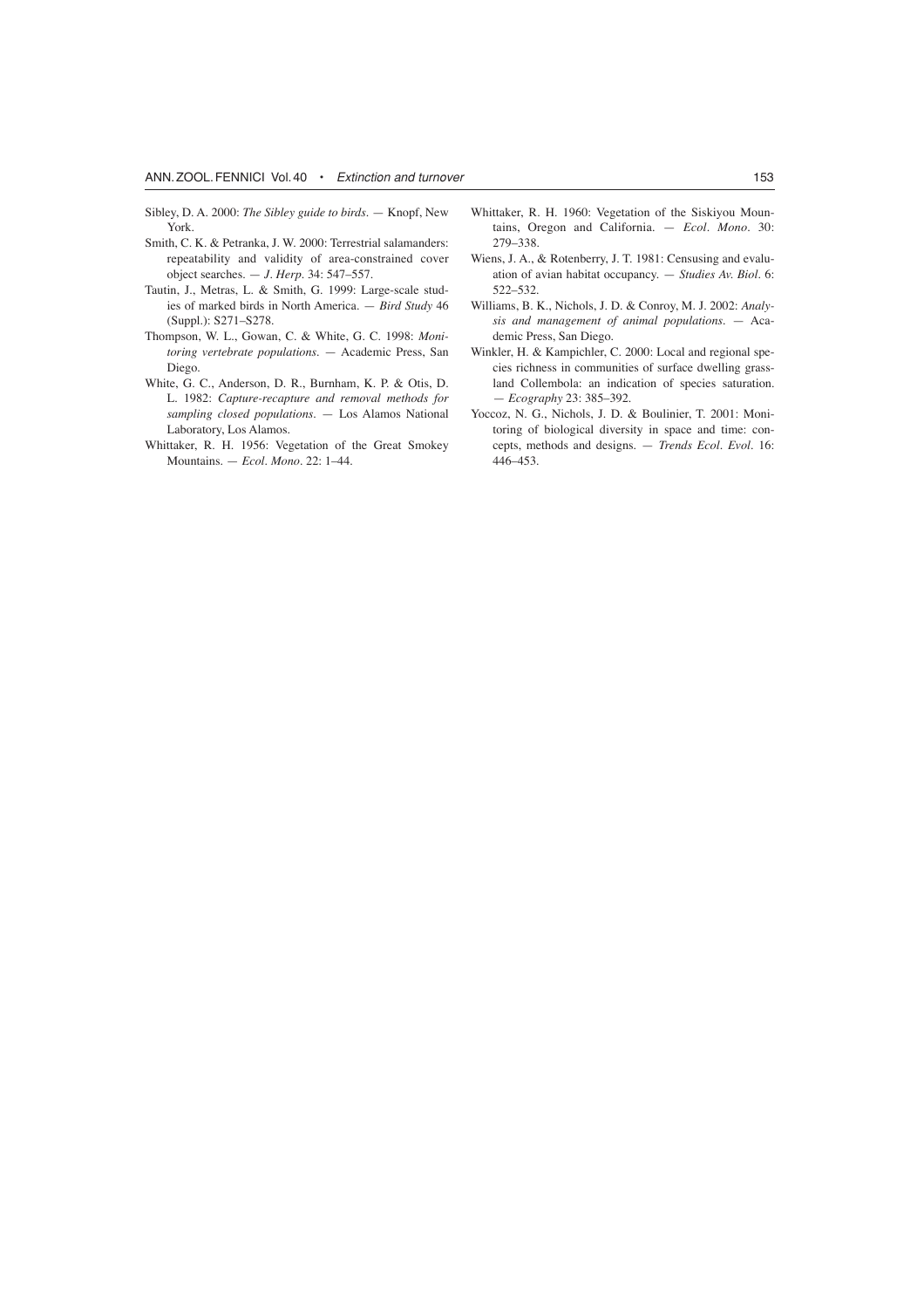Sibley, D. A. 2000: *The Sibley guide to birds*. — Knopf, New York.

Smith, C. K. & Petranka, J. W. 2000: Terrestrial salamanders: repeatability and validity of area-constrained cover object searches. — *J. Herp*. 34: 547–557.

Tautin, J., Metras, L. & Smith, G. 1999: Large-scale studies of marked birds in North America. — *Bird Study* 46 (Suppl.): S271–S278.

Thompson, W. L., Gowan, C. & White, G. C. 1998: *Monitoring vertebrate populations*. — Academic Press, San Diego.

White, G. C., Anderson, D. R., Burnham, K. P. & Otis, D. L. 1982: *Capture-recapture and removal methods for sampling closed populations*. — Los Alamos National Laboratory, Los Alamos.

Whittaker, R. H. 1956: Vegetation of the Great Smokey Mountains. — *Ecol*. *Mono*. 22: 1–44.

Whittaker, R. H. 1960: Vegetation of the Siskiyou Mountains, Oregon and California. — *Ecol*. *Mono*. 30: 279–338.

Wiens, J. A., & Rotenberry, J. T. 1981: Censusing and evaluation of avian habitat occupancy. — *Studies Av. Biol*. 6: 522–532.

Williams, B. K., Nichols, J. D. & Conroy, M. J. 2002: *Analysis and management of animal populations*. — Academic Press, San Diego.

Winkler, H. & Kampichler, C. 2000: Local and regional species richness in communities of surface dwelling grassland Collembola: an indication of species saturation. — *Ecography* 23: 385–392.

Yoccoz, N. G., Nichols, J. D. & Boulinier, T. 2001: Monitoring of biological diversity in space and time: concepts, methods and designs. — *Trends Ecol*. *Evol*. 16: 446–453.